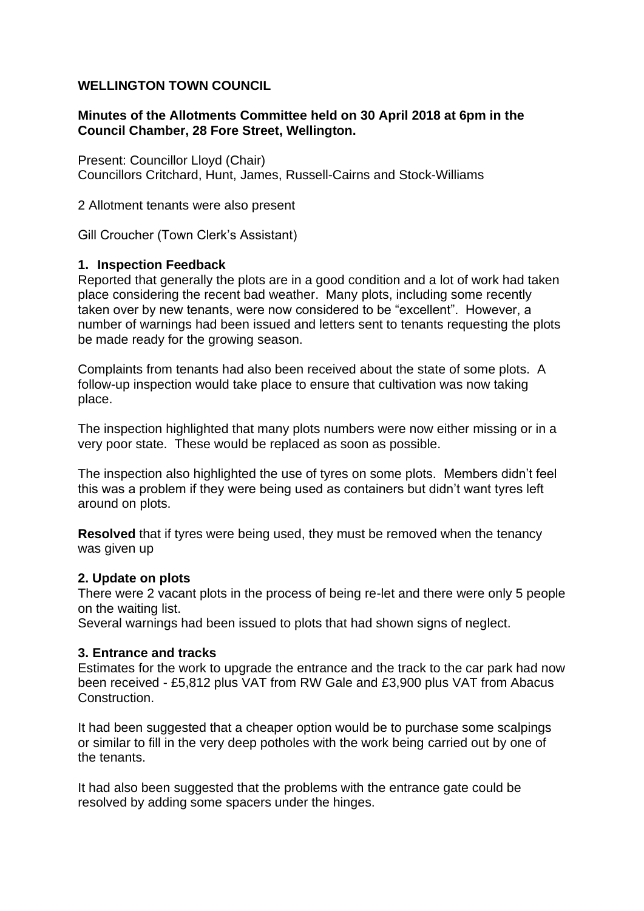**WELLINGTON TOWN COUNCIL**

**Minutes of the Allotments Committee held on 30 April 2018 at 6pm in the Council Chamber, 28 Fore Street, Wellington.**

Present: Councillor Lloyd (Chair)
Councillors Critchard, Hunt, James, Russell-Cairns and Stock-Williams

2 Allotment tenants were also present

Gill Croucher (Town Clerk's Assistant)

**1. Inspection Feedback**

Reported that generally the plots are in a good condition and a lot of work had taken place considering the recent bad weather. Many plots, including some recently taken over by new tenants, were now considered to be "excellent". However, a number of warnings had been issued and letters sent to tenants requesting the plots be made ready for the growing season.

Complaints from tenants had also been received about the state of some plots. A follow-up inspection would take place to ensure that cultivation was now taking place.

The inspection highlighted that many plots numbers were now either missing or in a very poor state. These would be replaced as soon as possible.

The inspection also highlighted the use of tyres on some plots. Members didn't feel this was a problem if they were being used as containers but didn't want tyres left around on plots.

**Resolved** that if tyres were being used, they must be removed when the tenancy was given up

**2. Update on plots**

There were 2 vacant plots in the process of being re-let and there were only 5 people on the waiting list.
Several warnings had been issued to plots that had shown signs of neglect.

**3. Entrance and tracks**

Estimates for the work to upgrade the entrance and the track to the car park had now been received - £5,812 plus VAT from RW Gale and £3,900 plus VAT from Abacus Construction.

It had been suggested that a cheaper option would be to purchase some scalpings or similar to fill in the very deep potholes with the work being carried out by one of the tenants.

It had also been suggested that the problems with the entrance gate could be resolved by adding some spacers under the hinges.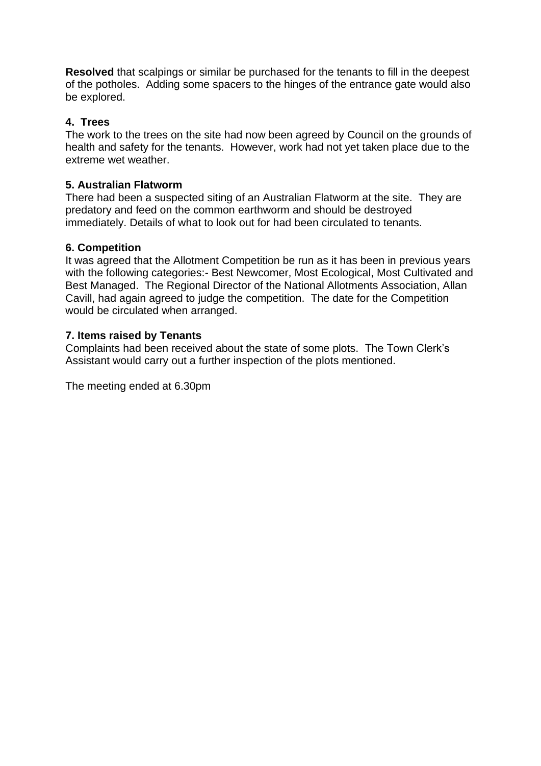**Resolved** that scalpings or similar be purchased for the tenants to fill in the deepest of the potholes. Adding some spacers to the hinges of the entrance gate would also be explored.

### 4. Trees

The work to the trees on the site had now been agreed by Council on the grounds of health and safety for the tenants. However, work had not yet taken place due to the extreme wet weather.

### 5. Australian Flatworm

There had been a suspected siting of an Australian Flatworm at the site. They are predatory and feed on the common earthworm and should be destroyed immediately. Details of what to look out for had been circulated to tenants.

### 6. Competition

It was agreed that the Allotment Competition be run as it has been in previous years with the following categories:- Best Newcomer, Most Ecological, Most Cultivated and Best Managed. The Regional Director of the National Allotments Association, Allan Cavill, had again agreed to judge the competition. The date for the Competition would be circulated when arranged.

### 7. Items raised by Tenants

Complaints had been received about the state of some plots. The Town Clerk's Assistant would carry out a further inspection of the plots mentioned.

The meeting ended at 6.30pm